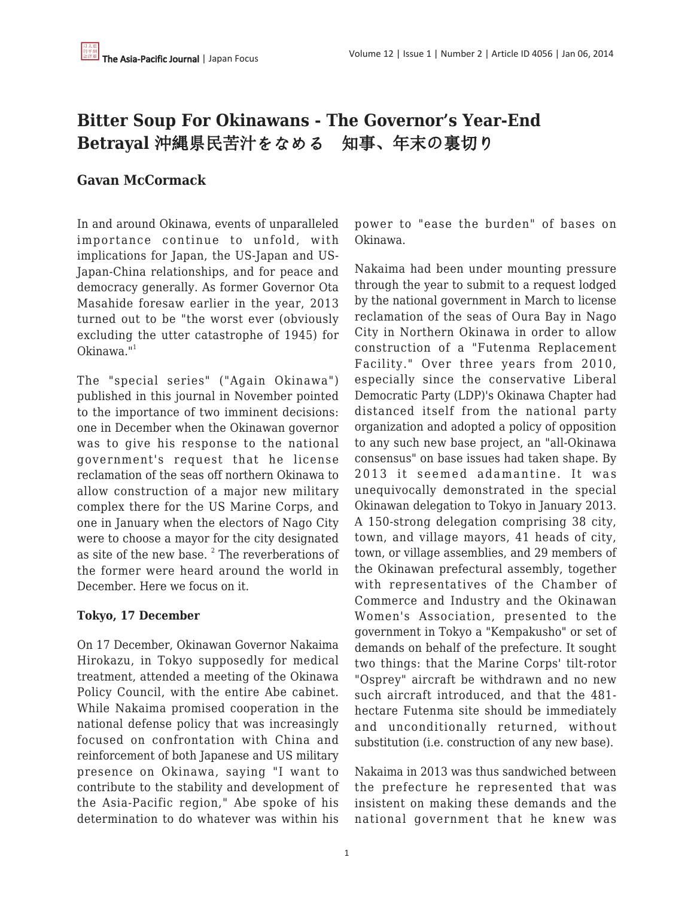# Bitter Soup For Okinawans - The Governor's Year-End Betrayal 沖縄県民苦汁をなめる　知事、年末の裏切り

## Gavan McCormack

In and around Okinawa, events of unparalleled importance continue to unfold, with implications for Japan, the US-Japan and US-Japan-China relationships, and for peace and democracy generally. As former Governor Ota Masahide foresaw earlier in the year, 2013 turned out to be "the worst ever (obviously excluding the utter catastrophe of 1945) for Okinawa."[1]

The "special series" ("Again Okinawa") published in this journal in November pointed to the importance of two imminent decisions: one in December when the Okinawan governor was to give his response to the national government's request that he license reclamation of the seas off northern Okinawa to allow construction of a major new military complex there for the US Marine Corps, and one in January when the electors of Nago City were to choose a mayor for the city designated as site of the new base. [2] The reverberations of the former were heard around the world in December. Here we focus on it.

**Tokyo, 17 December**

On 17 December, Okinawan Governor Nakaima Hirokazu, in Tokyo supposedly for medical treatment, attended a meeting of the Okinawa Policy Council, with the entire Abe cabinet. While Nakaima promised cooperation in the national defense policy that was increasingly focused on confrontation with China and reinforcement of both Japanese and US military presence on Okinawa, saying "I want to contribute to the stability and development of the Asia-Pacific region," Abe spoke of his determination to do whatever was within his power to "ease the burden" of bases on Okinawa.

Nakaima had been under mounting pressure through the year to submit to a request lodged by the national government in March to license reclamation of the seas of Oura Bay in Nago City in Northern Okinawa in order to allow construction of a "Futenma Replacement Facility." Over three years from 2010, especially since the conservative Liberal Democratic Party (LDP)'s Okinawa Chapter had distanced itself from the national party organization and adopted a policy of opposition to any such new base project, an "all-Okinawa consensus" on base issues had taken shape. By 2013 it seemed adamantine. It was unequivocally demonstrated in the special Okinawan delegation to Tokyo in January 2013. A 150-strong delegation comprising 38 city, town, and village mayors, 41 heads of city, town, or village assemblies, and 29 members of the Okinawan prefectural assembly, together with representatives of the Chamber of Commerce and Industry and the Okinawan Women's Association, presented to the government in Tokyo a "Kempakusho" or set of demands on behalf of the prefecture. It sought two things: that the Marine Corps' tilt-rotor "Osprey" aircraft be withdrawn and no new such aircraft introduced, and that the 481-hectare Futenma site should be immediately and unconditionally returned, without substitution (i.e. construction of any new base).

Nakaima in 2013 was thus sandwiched between the prefecture he represented that was insistent on making these demands and the national government that he knew was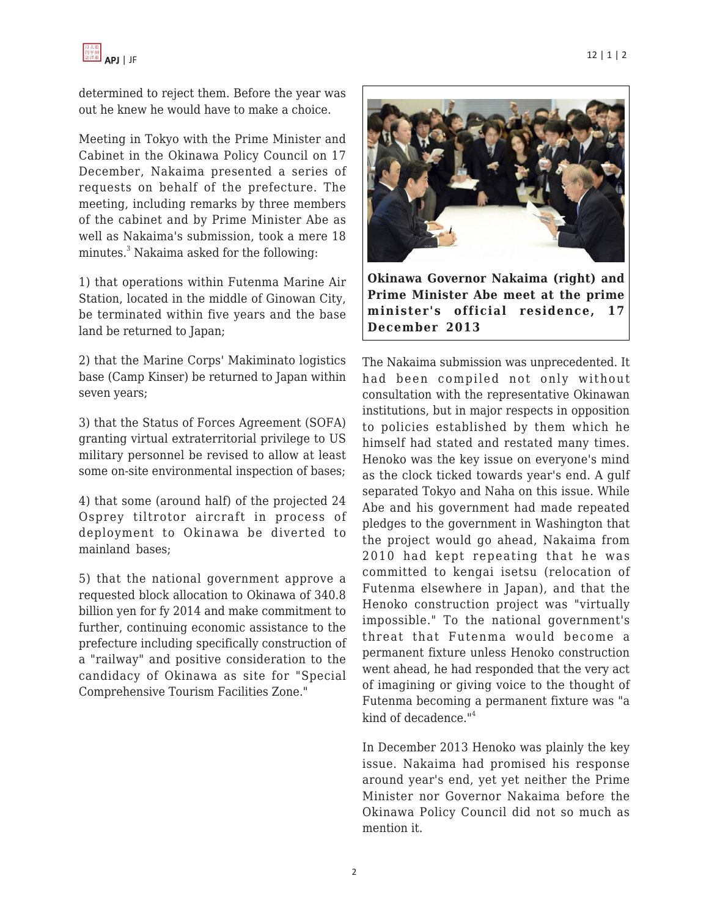determined to reject them. Before the year was out he knew he would have to make a choice.

Meeting in Tokyo with the Prime Minister and Cabinet in the Okinawa Policy Council on 17 December, Nakaima presented a series of requests on behalf of the prefecture. The meeting, including remarks by three members of the cabinet and by Prime Minister Abe as well as Nakaima's submission, took a mere 18 minutes.[3] Nakaima asked for the following:

1) that operations within Futenma Marine Air Station, located in the middle of Ginowan City, be terminated within five years and the base land be returned to Japan;

2) that the Marine Corps' Makiminato logistics base (Camp Kinser) be returned to Japan within seven years;

3) that the Status of Forces Agreement (SOFA) granting virtual extraterritorial privilege to US military personnel be revised to allow at least some on-site environmental inspection of bases;

4) that some (around half) of the projected 24 Osprey tiltrotor aircraft in process of deployment to Okinawa be diverted to mainland bases;

5) that the national government approve a requested block allocation to Okinawa of 340.8 billion yen for fy 2014 and make commitment to further, continuing economic assistance to the prefecture including specifically construction of a "railway" and positive consideration to the candidacy of Okinawa as site for "Special Comprehensive Tourism Facilities Zone."

**Okinawa Governor Nakaima (right) and Prime Minister Abe meet at the prime minister's official residence, 17 December 2013**

The Nakaima submission was unprecedented. It had been compiled not only without consultation with the representative Okinawan institutions, but in major respects in opposition to policies established by them which he himself had stated and restated many times. Henoko was the key issue on everyone's mind as the clock ticked towards year's end. A gulf separated Tokyo and Naha on this issue. While Abe and his government had made repeated pledges to the government in Washington that the project would go ahead, Nakaima from 2010 had kept repeating that he was committed to kengai isetsu (relocation of Futenma elsewhere in Japan), and that the Henoko construction project was "virtually impossible." To the national government's threat that Futenma would become a permanent fixture unless Henoko construction went ahead, he had responded that the very act of imagining or giving voice to the thought of Futenma becoming a permanent fixture was "a kind of decadence."[4]

In December 2013 Henoko was plainly the key issue. Nakaima had promised his response around year's end, yet yet neither the Prime Minister nor Governor Nakaima before the Okinawa Policy Council did not so much as mention it.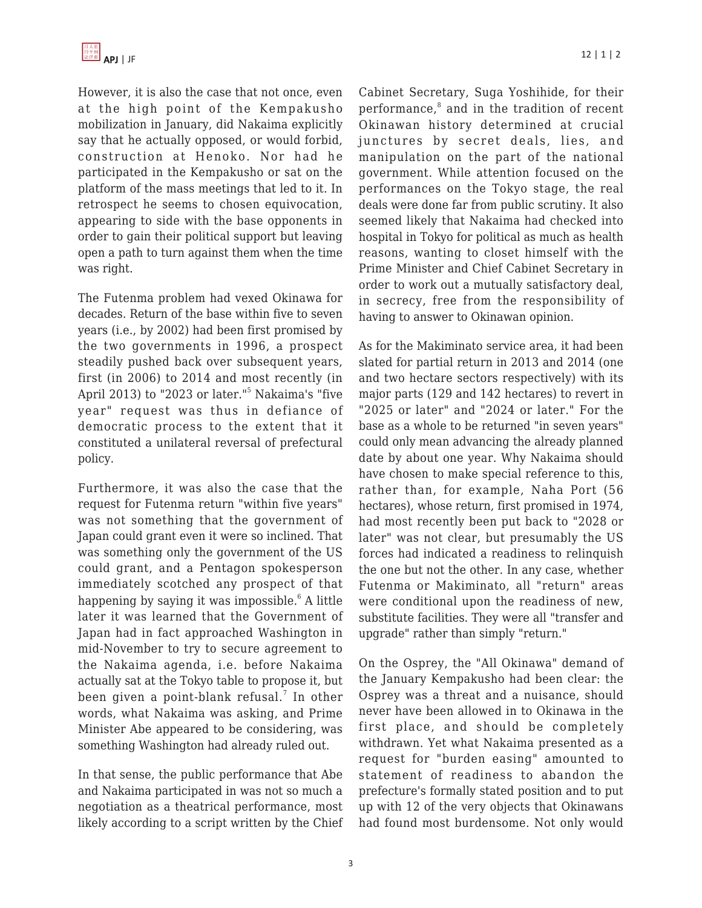However, it is also the case that not once, even at the high point of the Kempakusho mobilization in January, did Nakaima explicitly say that he actually opposed, or would forbid, construction at Henoko. Nor had he participated in the Kempakusho or sat on the platform of the mass meetings that led to it. In retrospect he seems to chosen equivocation, appearing to side with the base opponents in order to gain their political support but leaving open a path to turn against them when the time was right.

The Futenma problem had vexed Okinawa for decades. Return of the base within five to seven years (i.e., by 2002) had been first promised by the two governments in 1996, a prospect steadily pushed back over subsequent years, first (in 2006) to 2014 and most recently (in April 2013) to "2023 or later."[5] Nakaima's "five year" request was thus in defiance of democratic process to the extent that it constituted a unilateral reversal of prefectural policy.

Furthermore, it was also the case that the request for Futenma return "within five years" was not something that the government of Japan could grant even it were so inclined. That was something only the government of the US could grant, and a Pentagon spokesperson immediately scotched any prospect of that happening by saying it was impossible.[6] A little later it was learned that the Government of Japan had in fact approached Washington in mid-November to try to secure agreement to the Nakaima agenda, i.e. before Nakaima actually sat at the Tokyo table to propose it, but been given a point-blank refusal.[7] In other words, what Nakaima was asking, and Prime Minister Abe appeared to be considering, was something Washington had already ruled out.

In that sense, the public performance that Abe and Nakaima participated in was not so much a negotiation as a theatrical performance, most likely according to a script written by the Chief Cabinet Secretary, Suga Yoshihide, for their performance,[8] and in the tradition of recent Okinawan history determined at crucial junctures by secret deals, lies, and manipulation on the part of the national government. While attention focused on the performances on the Tokyo stage, the real deals were done far from public scrutiny. It also seemed likely that Nakaima had checked into hospital in Tokyo for political as much as health reasons, wanting to closet himself with the Prime Minister and Chief Cabinet Secretary in order to work out a mutually satisfactory deal, in secrecy, free from the responsibility of having to answer to Okinawan opinion.

As for the Makiminato service area, it had been slated for partial return in 2013 and 2014 (one and two hectare sectors respectively) with its major parts (129 and 142 hectares) to revert in "2025 or later" and "2024 or later." For the base as a whole to be returned "in seven years" could only mean advancing the already planned date by about one year. Why Nakaima should have chosen to make special reference to this, rather than, for example, Naha Port (56 hectares), whose return, first promised in 1974, had most recently been put back to "2028 or later" was not clear, but presumably the US forces had indicated a readiness to relinquish the one but not the other. In any case, whether Futenma or Makiminato, all "return" areas were conditional upon the readiness of new, substitute facilities. They were all "transfer and upgrade" rather than simply "return."

On the Osprey, the "All Okinawa" demand of the January Kempakusho had been clear: the Osprey was a threat and a nuisance, should never have been allowed in to Okinawa in the first place, and should be completely withdrawn. Yet what Nakaima presented as a request for "burden easing" amounted to statement of readiness to abandon the prefecture's formally stated position and to put up with 12 of the very objects that Okinawans had found most burdensome. Not only would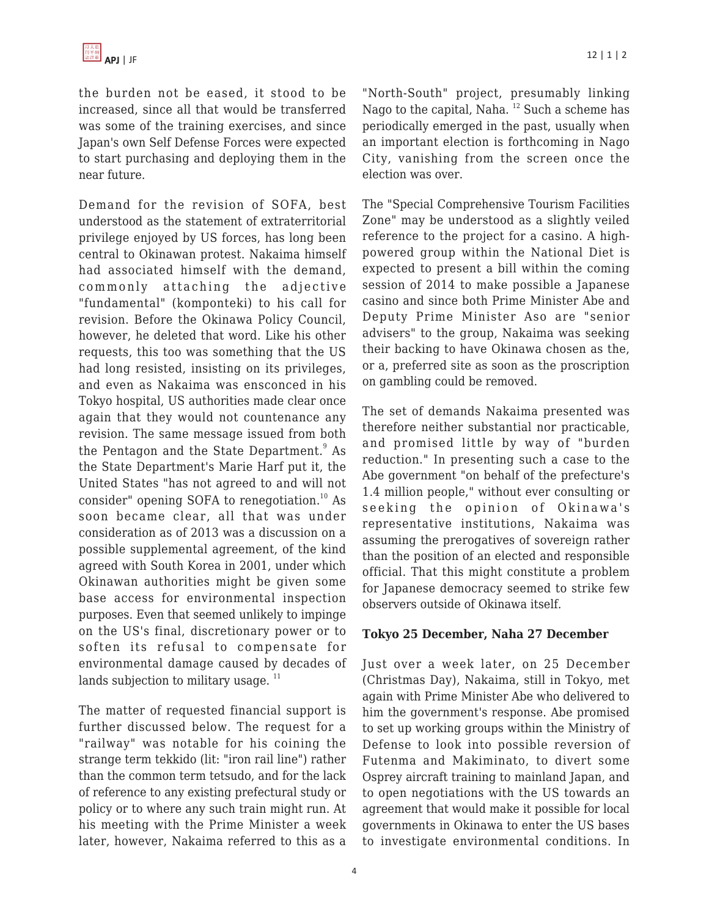the burden not be eased, it stood to be increased, since all that would be transferred was some of the training exercises, and since Japan's own Self Defense Forces were expected to start purchasing and deploying them in the near future.

Demand for the revision of SOFA, best understood as the statement of extraterritorial privilege enjoyed by US forces, has long been central to Okinawan protest. Nakaima himself had associated himself with the demand, commonly attaching the adjective "fundamental" (komponteki) to his call for revision. Before the Okinawa Policy Council, however, he deleted that word. Like his other requests, this too was something that the US had long resisted, insisting on its privileges, and even as Nakaima was ensconced in his Tokyo hospital, US authorities made clear once again that they would not countenance any revision. The same message issued from both the Pentagon and the State Department.[9] As the State Department's Marie Harf put it, the United States "has not agreed to and will not consider" opening SOFA to renegotiation.[10] As soon became clear, all that was under consideration as of 2013 was a discussion on a possible supplemental agreement, of the kind agreed with South Korea in 2001, under which Okinawan authorities might be given some base access for environmental inspection purposes. Even that seemed unlikely to impinge on the US's final, discretionary power or to soften its refusal to compensate for environmental damage caused by decades of lands subjection to military usage.[11]

The matter of requested financial support is further discussed below. The request for a "railway" was notable for his coining the strange term tekkido (lit: "iron rail line") rather than the common term tetsudo, and for the lack of reference to any existing prefectural study or policy or to where any such train might run. At his meeting with the Prime Minister a week later, however, Nakaima referred to this as a "North-South" project, presumably linking Nago to the capital, Naha.[12] Such a scheme has periodically emerged in the past, usually when an important election is forthcoming in Nago City, vanishing from the screen once the election was over.

The "Special Comprehensive Tourism Facilities Zone" may be understood as a slightly veiled reference to the project for a casino. A high-powered group within the National Diet is expected to present a bill within the coming session of 2014 to make possible a Japanese casino and since both Prime Minister Abe and Deputy Prime Minister Aso are "senior advisers" to the group, Nakaima was seeking their backing to have Okinawa chosen as the, or a, preferred site as soon as the proscription on gambling could be removed.

The set of demands Nakaima presented was therefore neither substantial nor practicable, and promised little by way of "burden reduction." In presenting such a case to the Abe government "on behalf of the prefecture's 1.4 million people," without ever consulting or seeking the opinion of Okinawa's representative institutions, Nakaima was assuming the prerogatives of sovereign rather than the position of an elected and responsible official. That this might constitute a problem for Japanese democracy seemed to strike few observers outside of Okinawa itself.

### Tokyo 25 December, Naha 27 December

Just over a week later, on 25 December (Christmas Day), Nakaima, still in Tokyo, met again with Prime Minister Abe who delivered to him the government's response. Abe promised to set up working groups within the Ministry of Defense to look into possible reversion of Futenma and Makiminato, to divert some Osprey aircraft training to mainland Japan, and to open negotiations with the US towards an agreement that would make it possible for local governments in Okinawa to enter the US bases to investigate environmental conditions. In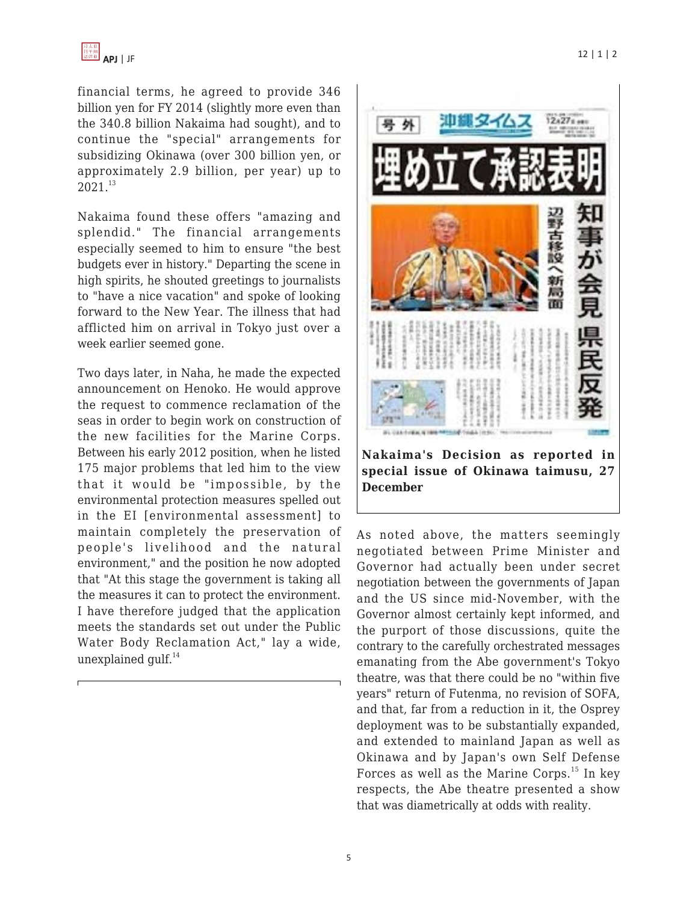financial terms, he agreed to provide 346 billion yen for FY 2014 (slightly more even than the 340.8 billion Nakaima had sought), and to continue the "special" arrangements for subsidizing Okinawa (over 300 billion yen, or approximately 2.9 billion, per year) up to 2021.[13]

Nakaima found these offers "amazing and splendid." The financial arrangements especially seemed to him to ensure "the best budgets ever in history." Departing the scene in high spirits, he shouted greetings to journalists to "have a nice vacation" and spoke of looking forward to the New Year. The illness that had afflicted him on arrival in Tokyo just over a week earlier seemed gone.

Two days later, in Naha, he made the expected announcement on Henoko. He would approve the request to commence reclamation of the seas in order to begin work on construction of the new facilities for the Marine Corps. Between his early 2012 position, when he listed 175 major problems that led him to the view that it would be "impossible, by the environmental protection measures spelled out in the EI [environmental assessment] to maintain completely the preservation of people's livelihood and the natural environment," and the position he now adopted that "At this stage the government is taking all the measures it can to protect the environment. I have therefore judged that the application meets the standards set out under the Public Water Body Reclamation Act," lay a wide, unexplained gulf.[14]

**Nakaima's Decision as reported in special issue of Okinawa taimusu, 27 December**

As noted above, the matters seemingly negotiated between Prime Minister and Governor had actually been under secret negotiation between the governments of Japan and the US since mid-November, with the Governor almost certainly kept informed, and the purport of those discussions, quite the contrary to the carefully orchestrated messages emanating from the Abe government's Tokyo theatre, was that there could be no "within five years" return of Futenma, no revision of SOFA, and that, far from a reduction in it, the Osprey deployment was to be substantially expanded, and extended to mainland Japan as well as Okinawa and by Japan's own Self Defense Forces as well as the Marine Corps.[15] In key respects, the Abe theatre presented a show that was diametrically at odds with reality.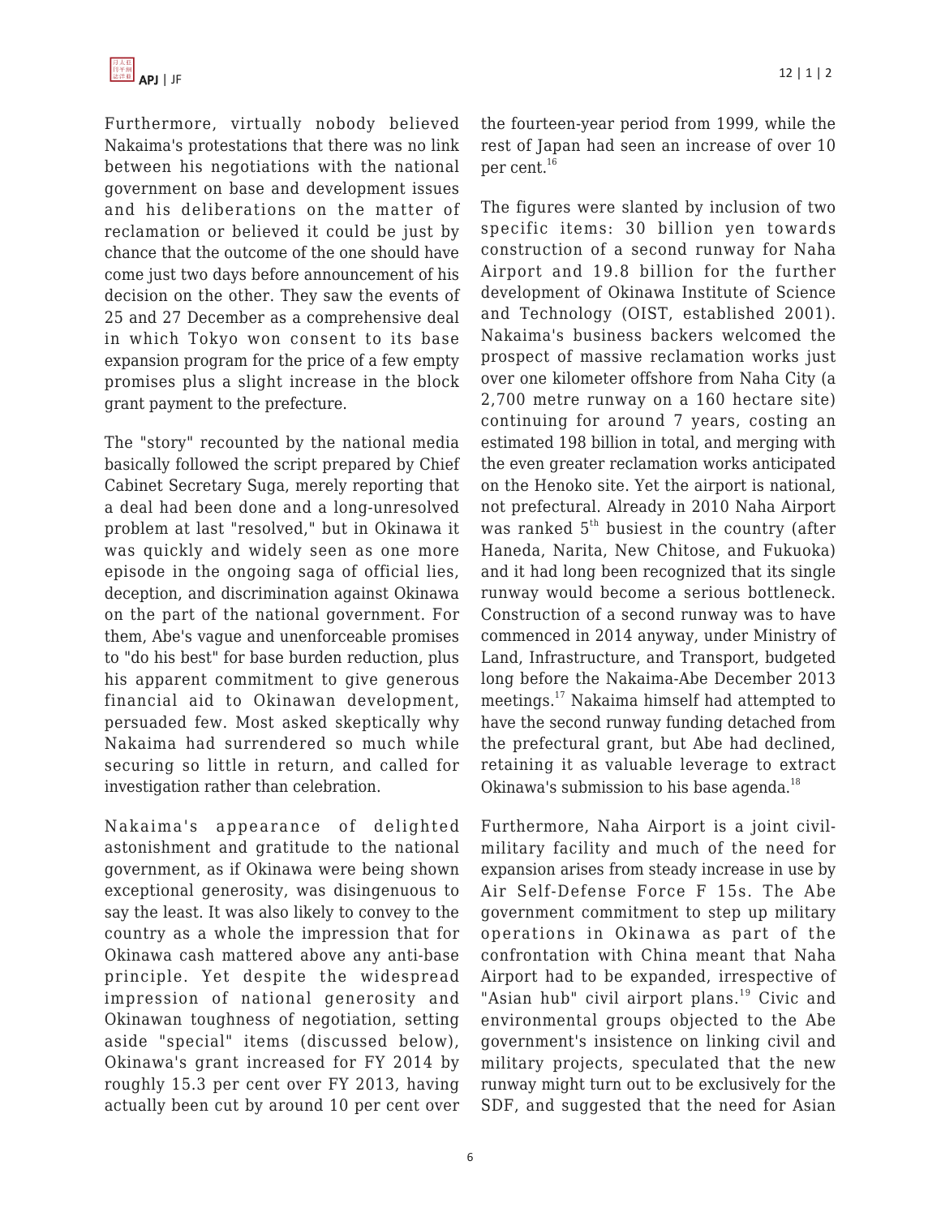Furthermore, virtually nobody believed Nakaima's protestations that there was no link between his negotiations with the national government on base and development issues and his deliberations on the matter of reclamation or believed it could be just by chance that the outcome of the one should have come just two days before announcement of his decision on the other. They saw the events of 25 and 27 December as a comprehensive deal in which Tokyo won consent to its base expansion program for the price of a few empty promises plus a slight increase in the block grant payment to the prefecture.

The "story" recounted by the national media basically followed the script prepared by Chief Cabinet Secretary Suga, merely reporting that a deal had been done and a long-unresolved problem at last "resolved," but in Okinawa it was quickly and widely seen as one more episode in the ongoing saga of official lies, deception, and discrimination against Okinawa on the part of the national government. For them, Abe's vague and unenforceable promises to "do his best" for base burden reduction, plus his apparent commitment to give generous financial aid to Okinawan development, persuaded few. Most asked skeptically why Nakaima had surrendered so much while securing so little in return, and called for investigation rather than celebration.

Nakaima's appearance of delighted astonishment and gratitude to the national government, as if Okinawa were being shown exceptional generosity, was disingenuous to say the least. It was also likely to convey to the country as a whole the impression that for Okinawa cash mattered above any anti-base principle. Yet despite the widespread impression of national generosity and Okinawan toughness of negotiation, setting aside "special" items (discussed below), Okinawa's grant increased for FY 2014 by roughly 15.3 per cent over FY 2013, having actually been cut by around 10 per cent over the fourteen-year period from 1999, while the rest of Japan had seen an increase of over 10 per cent.[16]

The figures were slanted by inclusion of two specific items: 30 billion yen towards construction of a second runway for Naha Airport and 19.8 billion for the further development of Okinawa Institute of Science and Technology (OIST, established 2001). Nakaima's business backers welcomed the prospect of massive reclamation works just over one kilometer offshore from Naha City (a 2,700 metre runway on a 160 hectare site) continuing for around 7 years, costing an estimated 198 billion in total, and merging with the even greater reclamation works anticipated on the Henoko site. Yet the airport is national, not prefectural. Already in 2010 Naha Airport was ranked 5th busiest in the country (after Haneda, Narita, New Chitose, and Fukuoka) and it had long been recognized that its single runway would become a serious bottleneck. Construction of a second runway was to have commenced in 2014 anyway, under Ministry of Land, Infrastructure, and Transport, budgeted long before the Nakaima-Abe December 2013 meetings.[17] Nakaima himself had attempted to have the second runway funding detached from the prefectural grant, but Abe had declined, retaining it as valuable leverage to extract Okinawa's submission to his base agenda.[18]

Furthermore, Naha Airport is a joint civil-military facility and much of the need for expansion arises from steady increase in use by Air Self-Defense Force F 15s. The Abe government commitment to step up military operations in Okinawa as part of the confrontation with China meant that Naha Airport had to be expanded, irrespective of "Asian hub" civil airport plans.[19] Civic and environmental groups objected to the Abe government's insistence on linking civil and military projects, speculated that the new runway might turn out to be exclusively for the SDF, and suggested that the need for Asian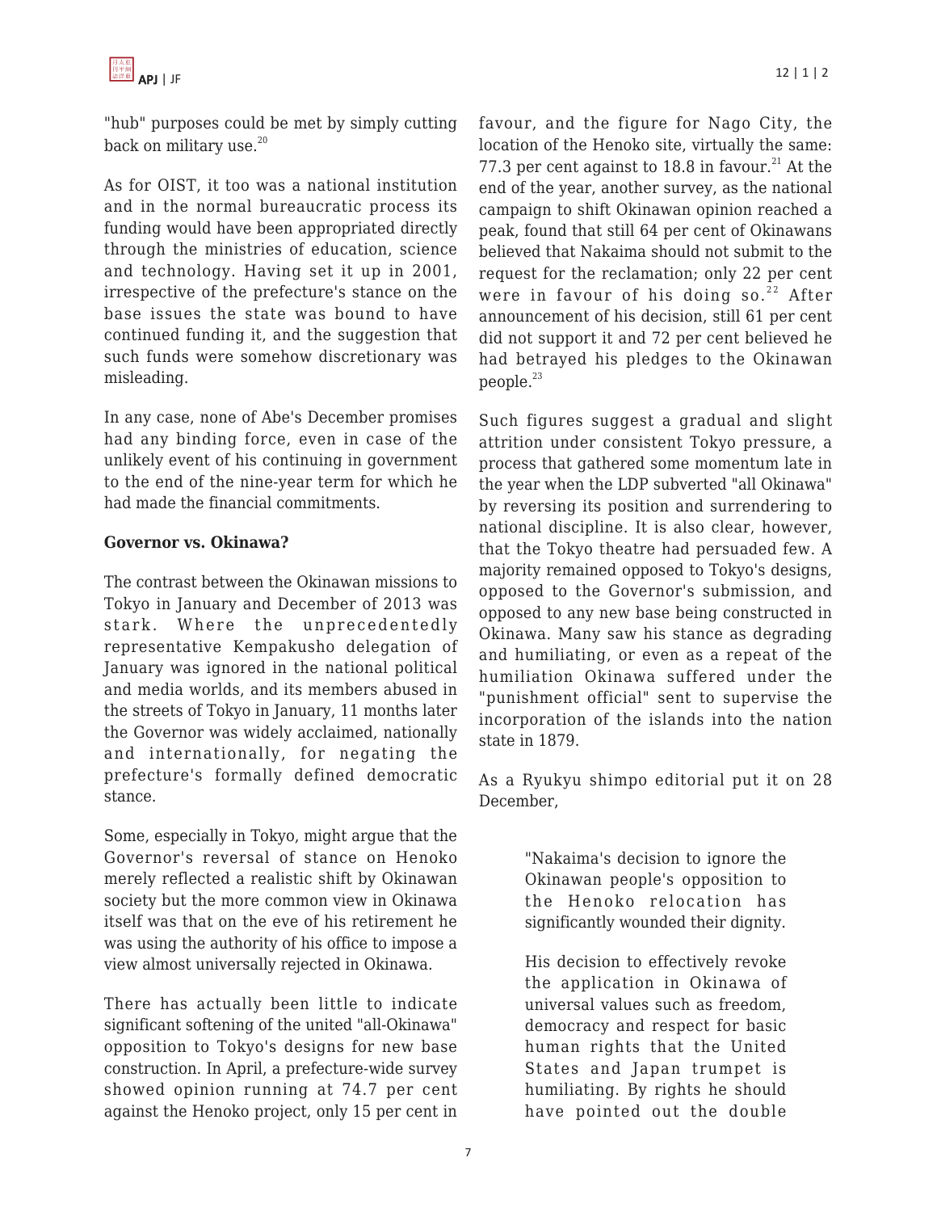"hub" purposes could be met by simply cutting back on military use.[20]

As for OIST, it too was a national institution and in the normal bureaucratic process its funding would have been appropriated directly through the ministries of education, science and technology. Having set it up in 2001, irrespective of the prefecture's stance on the base issues the state was bound to have continued funding it, and the suggestion that such funds were somehow discretionary was misleading.

In any case, none of Abe's December promises had any binding force, even in case of the unlikely event of his continuing in government to the end of the nine-year term for which he had made the financial commitments.

**Governor vs. Okinawa?**

The contrast between the Okinawan missions to Tokyo in January and December of 2013 was stark. Where the unprecedentedly representative Kempakusho delegation of January was ignored in the national political and media worlds, and its members abused in the streets of Tokyo in January, 11 months later the Governor was widely acclaimed, nationally and internationally, for negating the prefecture's formally defined democratic stance.

Some, especially in Tokyo, might argue that the Governor's reversal of stance on Henoko merely reflected a realistic shift by Okinawan society but the more common view in Okinawa itself was that on the eve of his retirement he was using the authority of his office to impose a view almost universally rejected in Okinawa.

There has actually been little to indicate significant softening of the united "all-Okinawa" opposition to Tokyo's designs for new base construction. In April, a prefecture-wide survey showed opinion running at 74.7 per cent against the Henoko project, only 15 per cent in favour, and the figure for Nago City, the location of the Henoko site, virtually the same: 77.3 per cent against to 18.8 in favour.[21] At the end of the year, another survey, as the national campaign to shift Okinawan opinion reached a peak, found that still 64 per cent of Okinawans believed that Nakaima should not submit to the request for the reclamation; only 22 per cent were in favour of his doing so.[22] After announcement of his decision, still 61 per cent did not support it and 72 per cent believed he had betrayed his pledges to the Okinawan people.[23]

Such figures suggest a gradual and slight attrition under consistent Tokyo pressure, a process that gathered some momentum late in the year when the LDP subverted "all Okinawa" by reversing its position and surrendering to national discipline. It is also clear, however, that the Tokyo theatre had persuaded few. A majority remained opposed to Tokyo's designs, opposed to the Governor's submission, and opposed to any new base being constructed in Okinawa. Many saw his stance as degrading and humiliating, or even as a repeat of the humiliation Okinawa suffered under the "punishment official" sent to supervise the incorporation of the islands into the nation state in 1879.

As a Ryukyu shimpo editorial put it on 28 December,

> "Nakaima's decision to ignore the Okinawan people's opposition to the Henoko relocation has significantly wounded their dignity.
>
> His decision to effectively revoke the application in Okinawa of universal values such as freedom, democracy and respect for basic human rights that the United States and Japan trumpet is humiliating. By rights he should have pointed out the double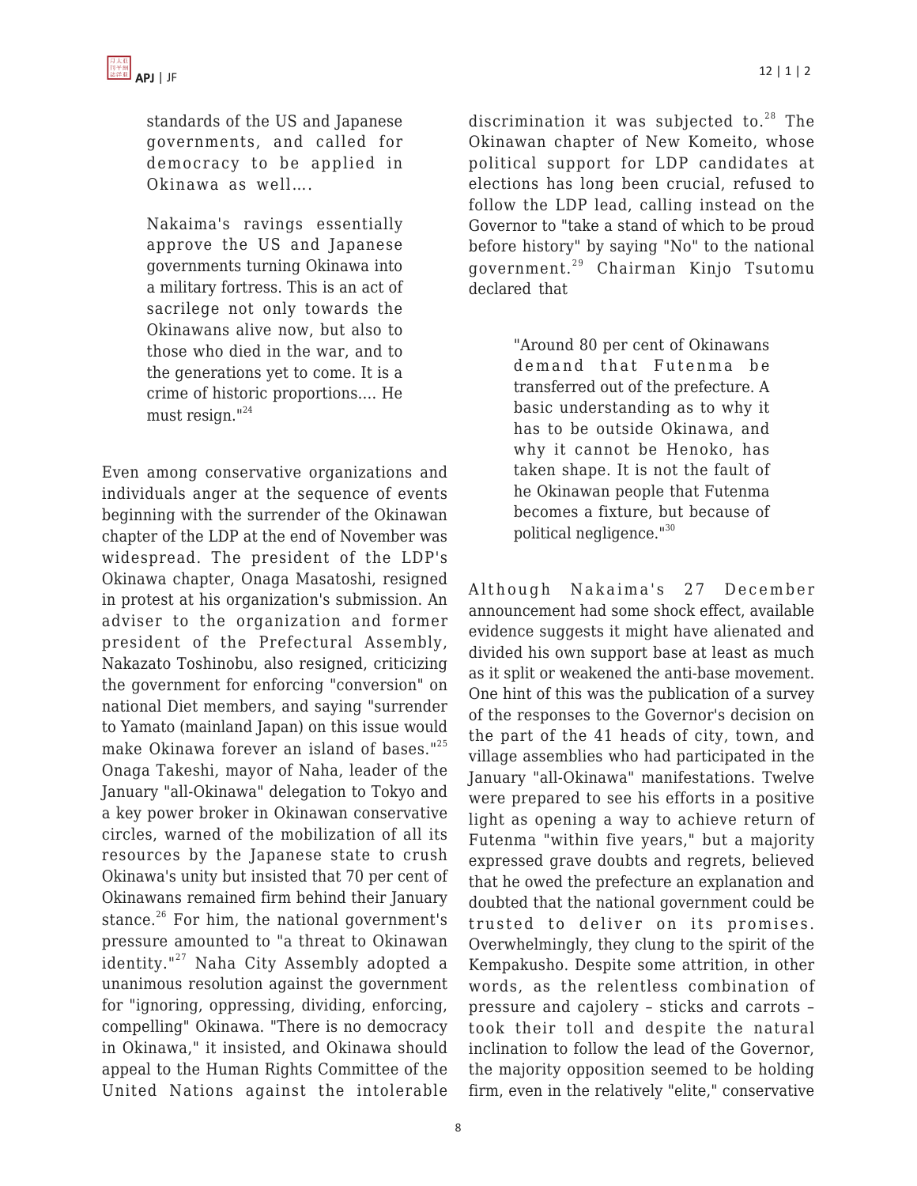> standards of the US and Japanese governments, and called for democracy to be applied in Okinawa as well....
>
> Nakaima's ravings essentially approve the US and Japanese governments turning Okinawa into a military fortress. This is an act of sacrilege not only towards the Okinawans alive now, but also to those who died in the war, and to the generations yet to come. It is a crime of historic proportions.... He must resign."[24]

Even among conservative organizations and individuals anger at the sequence of events beginning with the surrender of the Okinawan chapter of the LDP at the end of November was widespread. The president of the LDP's Okinawa chapter, Onaga Masatoshi, resigned in protest at his organization's submission. An adviser to the organization and former president of the Prefectural Assembly, Nakazato Toshinobu, also resigned, criticizing the government for enforcing "conversion" on national Diet members, and saying "surrender to Yamato (mainland Japan) on this issue would make Okinawa forever an island of bases."[25] Onaga Takeshi, mayor of Naha, leader of the January "all-Okinawa" delegation to Tokyo and a key power broker in Okinawan conservative circles, warned of the mobilization of all its resources by the Japanese state to crush Okinawa's unity but insisted that 70 per cent of Okinawans remained firm behind their January stance.[26] For him, the national government's pressure amounted to "a threat to Okinawan identity."[27] Naha City Assembly adopted a unanimous resolution against the government for "ignoring, oppressing, dividing, enforcing, compelling" Okinawa. "There is no democracy in Okinawa," it insisted, and Okinawa should appeal to the Human Rights Committee of the United Nations against the intolerable discrimination it was subjected to.[28] The Okinawan chapter of New Komeito, whose political support for LDP candidates at elections has long been crucial, refused to follow the LDP lead, calling instead on the Governor to "take a stand of which to be proud before history" by saying "No" to the national government.[29] Chairman Kinjo Tsutomu declared that

> "Around 80 per cent of Okinawans demand that Futenma be transferred out of the prefecture. A basic understanding as to why it has to be outside Okinawa, and why it cannot be Henoko, has taken shape. It is not the fault of he Okinawan people that Futenma becomes a fixture, but because of political negligence."[30]

Although Nakaima's 27 December announcement had some shock effect, available evidence suggests it might have alienated and divided his own support base at least as much as it split or weakened the anti-base movement. One hint of this was the publication of a survey of the responses to the Governor's decision on the part of the 41 heads of city, town, and village assemblies who had participated in the January "all-Okinawa" manifestations. Twelve were prepared to see his efforts in a positive light as opening a way to achieve return of Futenma "within five years," but a majority expressed grave doubts and regrets, believed that he owed the prefecture an explanation and doubted that the national government could be trusted to deliver on its promises. Overwhelmingly, they clung to the spirit of the Kempakusho. Despite some attrition, in other words, as the relentless combination of pressure and cajolery – sticks and carrots – took their toll and despite the natural inclination to follow the lead of the Governor, the majority opposition seemed to be holding firm, even in the relatively "elite," conservative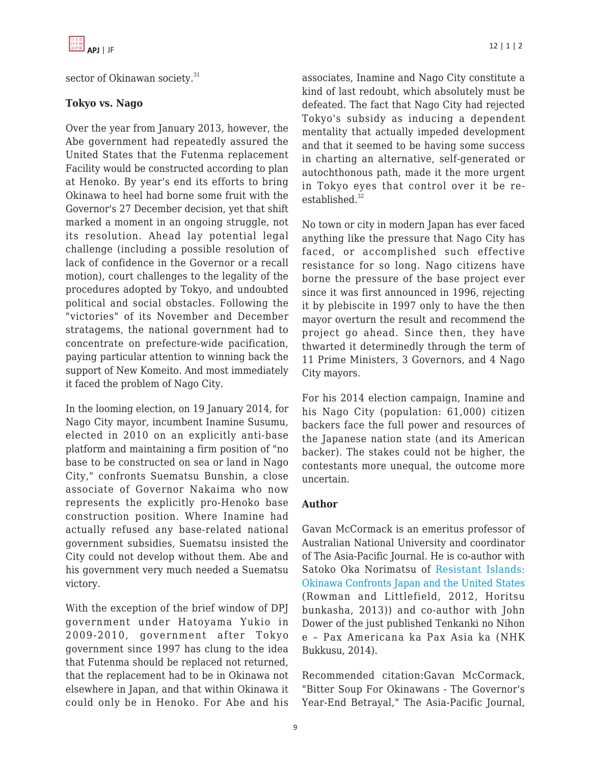sector of Okinawan society.[31]

### Tokyo vs. Nago

Over the year from January 2013, however, the Abe government had repeatedly assured the United States that the Futenma replacement Facility would be constructed according to plan at Henoko. By year's end its efforts to bring Okinawa to heel had borne some fruit with the Governor's 27 December decision, yet that shift marked a moment in an ongoing struggle, not its resolution. Ahead lay potential legal challenge (including a possible resolution of lack of confidence in the Governor or a recall motion), court challenges to the legality of the procedures adopted by Tokyo, and undoubted political and social obstacles. Following the "victories" of its November and December stratagems, the national government had to concentrate on prefecture-wide pacification, paying particular attention to winning back the support of New Komeito. And most immediately it faced the problem of Nago City.

In the looming election, on 19 January 2014, for Nago City mayor, incumbent Inamine Susumu, elected in 2010 on an explicitly anti-base platform and maintaining a firm position of "no base to be constructed on sea or land in Nago City," confronts Suematsu Bunshin, a close associate of Governor Nakaima who now represents the explicitly pro-Henoko base construction position. Where Inamine had actually refused any base-related national government subsidies, Suematsu insisted the City could not develop without them. Abe and his government very much needed a Suematsu victory.

With the exception of the brief window of DPJ government under Hatoyama Yukio in 2009-2010, government after Tokyo government since 1997 has clung to the idea that Futenma should be replaced not returned, that the replacement had to be in Okinawa not elsewhere in Japan, and that within Okinawa it could only be in Henoko. For Abe and his associates, Inamine and Nago City constitute a kind of last redoubt, which absolutely must be defeated. The fact that Nago City had rejected Tokyo's subsidy as inducing a dependent mentality that actually impeded development and that it seemed to be having some success in charting an alternative, self-generated or autochthonous path, made it the more urgent in Tokyo eyes that control over it be re-established.[32]

No town or city in modern Japan has ever faced anything like the pressure that Nago City has faced, or accomplished such effective resistance for so long. Nago citizens have borne the pressure of the base project ever since it was first announced in 1996, rejecting it by plebiscite in 1997 only to have the then mayor overturn the result and recommend the project go ahead. Since then, they have thwarted it determinedly through the term of 11 Prime Ministers, 3 Governors, and 4 Nago City mayors.

For his 2014 election campaign, Inamine and his Nago City (population: 61,000) citizen backers face the full power and resources of the Japanese nation state (and its American backer). The stakes could not be higher, the contestants more unequal, the outcome more uncertain.

### Author

Gavan McCormack is an emeritus professor of Australian National University and coordinator of The Asia-Pacific Journal. He is co-author with Satoko Oka Norimatsu of Resistant Islands: Okinawa Confronts Japan and the United States (Rowman and Littlefield, 2012, Horitsu bunkasha, 2013)) and co-author with John Dower of the just published Tenkanki no Nihon e – Pax Americana ka Pax Asia ka (NHK Bukkusu, 2014).

Recommended citation:Gavan McCormack, "Bitter Soup For Okinawans - The Governor's Year-End Betrayal," The Asia-Pacific Journal,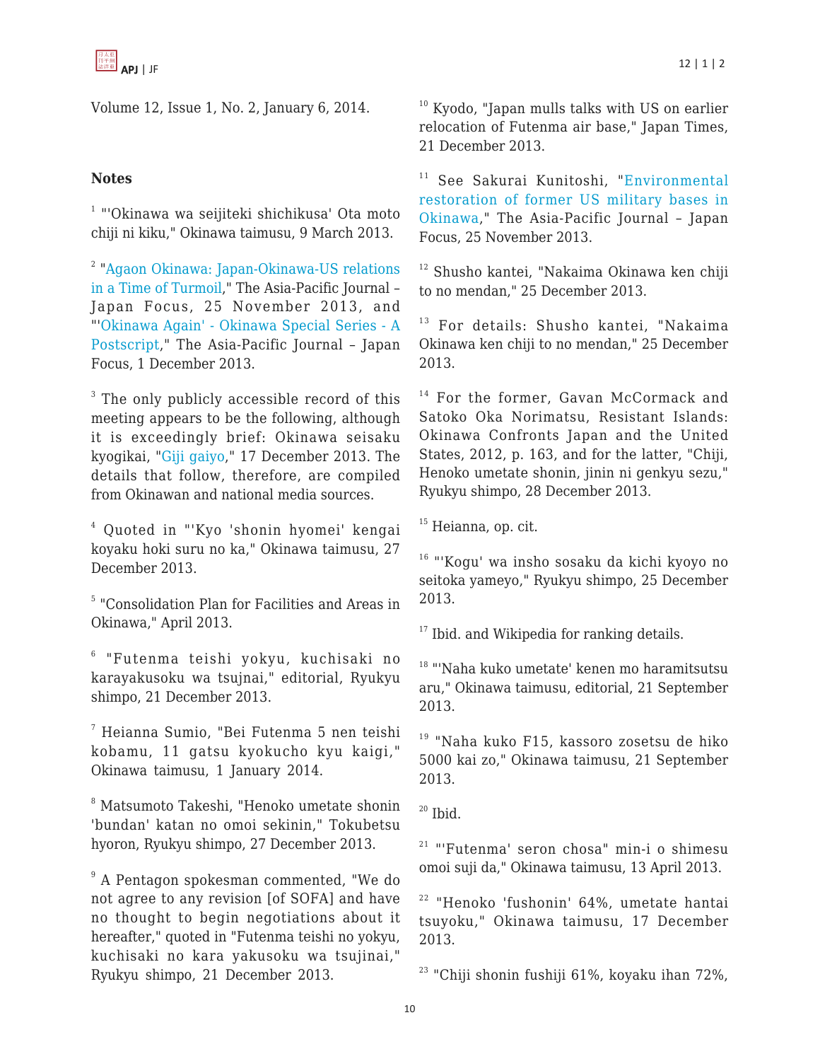Volume 12, Issue 1, No. 2, January 6, 2014.

## Notes

[1] "'Okinawa wa seijiteki shichikusa' Ota moto chiji ni kiku," Okinawa taimusu, 9 March 2013.

[2] "Agaon Okinawa: Japan-Okinawa-US relations in a Time of Turmoil," The Asia-Pacific Journal – Japan Focus, 25 November 2013, and "'Okinawa Again' - Okinawa Special Series - A Postscript," The Asia-Pacific Journal – Japan Focus, 1 December 2013.

[3] The only publicly accessible record of this meeting appears to be the following, although it is exceedingly brief: Okinawa seisaku kyogikai, "Giji gaiyo," 17 December 2013. The details that follow, therefore, are compiled from Okinawan and national media sources.

[4] Quoted in "'Kyo 'shonin hyomei' kengai koyaku hoki suru no ka," Okinawa taimusu, 27 December 2013.

[5] "Consolidation Plan for Facilities and Areas in Okinawa," April 2013.

[6] "Futenma teishi yokyu, kuchisaki no karayakusoku wa tsujnai," editorial, Ryukyu shimpo, 21 December 2013.

[7] Heianna Sumio, "Bei Futenma 5 nen teishi kobamu, 11 gatsu kyokucho kyu kaigi," Okinawa taimusu, 1 January 2014.

[8] Matsumoto Takeshi, "Henoko umetate shonin 'bundan' katan no omoi sekinin," Tokubetsu hyoron, Ryukyu shimpo, 27 December 2013.

[9] A Pentagon spokesman commented, "We do not agree to any revision [of SOFA] and have no thought to begin negotiations about it hereafter," quoted in "Futenma teishi no yokyu, kuchisaki no kara yakusoku wa tsujinai," Ryukyu shimpo, 21 December 2013.

[10] Kyodo, "Japan mulls talks with US on earlier relocation of Futenma air base," Japan Times, 21 December 2013.

[11] See Sakurai Kunitoshi, "Environmental restoration of former US military bases in Okinawa," The Asia-Pacific Journal – Japan Focus, 25 November 2013.

[12] Shusho kantei, "Nakaima Okinawa ken chiji to no mendan," 25 December 2013.

[13] For details: Shusho kantei, "Nakaima Okinawa ken chiji to no mendan," 25 December 2013.

[14] For the former, Gavan McCormack and Satoko Oka Norimatsu, Resistant Islands: Okinawa Confronts Japan and the United States, 2012, p. 163, and for the latter, "Chiji, Henoko umetate shonin, jinin ni genkyu sezu," Ryukyu shimpo, 28 December 2013.

[15] Heianna, op. cit.

[16] "'Kogu' wa insho sosaku da kichi kyoyo no seitoka yameyo," Ryukyu shimpo, 25 December 2013.

[17] Ibid. and Wikipedia for ranking details.

[18] "'Naha kuko umetate' kenen mo haramitsutsu aru," Okinawa taimusu, editorial, 21 September 2013.

[19] "Naha kuko F15, kassoro zosetsu de hiko 5000 kai zo," Okinawa taimusu, 21 September 2013.

[20] Ibid.

[21] "'Futenma' seron chosa" min-i o shimesu omoi suji da," Okinawa taimusu, 13 April 2013.

[22] "Henoko 'fushonin' 64%, umetate hantai tsuyoku," Okinawa taimusu, 17 December 2013.

[23] "Chiji shonin fushiji 61%, koyaku ihan 72%,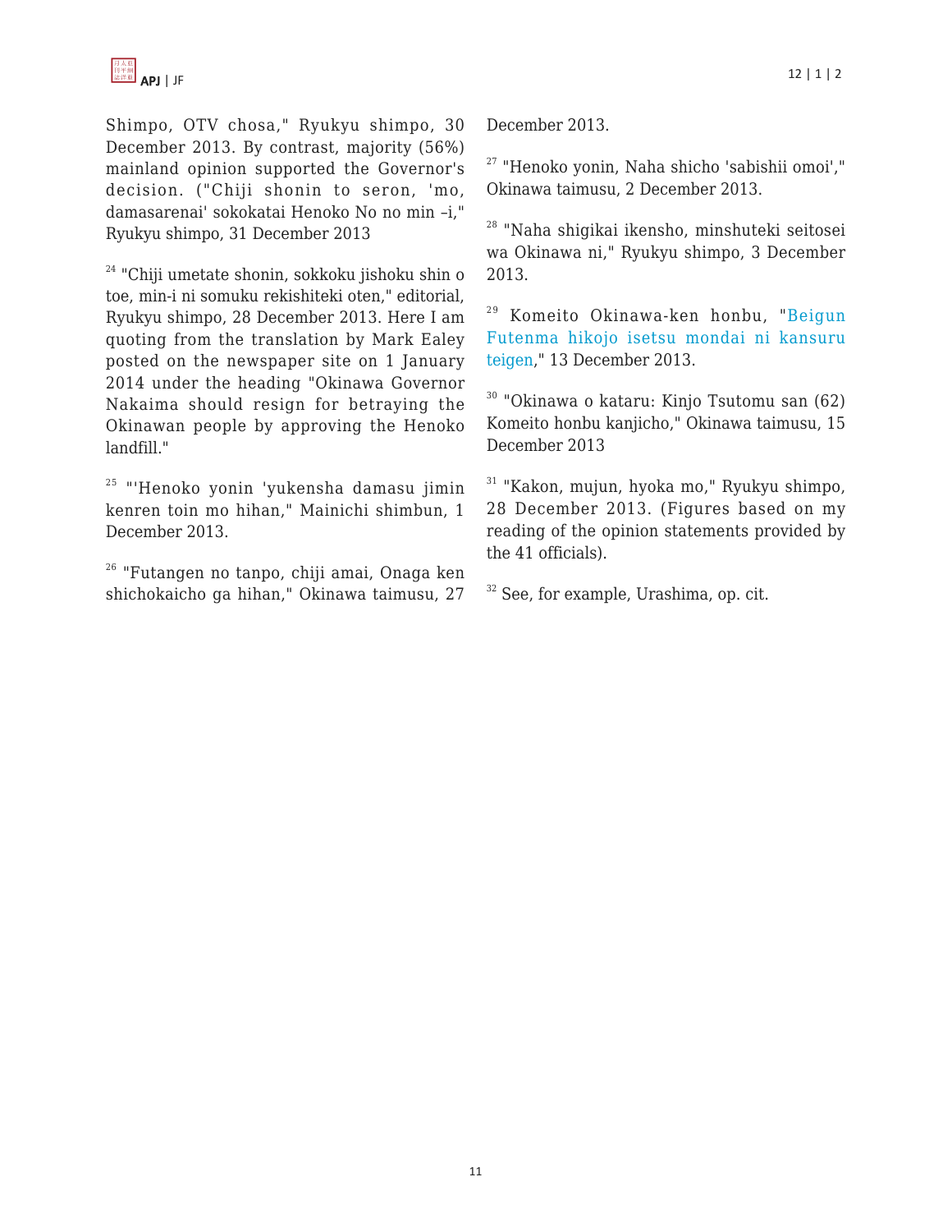Shimpo, OTV chosa," Ryukyu shimpo, 30 December 2013. By contrast, majority (56%) mainland opinion supported the Governor's decision. ("Chiji shonin to seron, 'mo, damasarenai' sokokatai Henoko No no min –i," Ryukyu shimpo, 31 December 2013

[24] "Chiji umetate shonin, sokkoku jishoku shin o toe, min-i ni somuku rekishiteki oten," editorial, Ryukyu shimpo, 28 December 2013. Here I am quoting from the translation by Mark Ealey posted on the newspaper site on 1 January 2014 under the heading "Okinawa Governor Nakaima should resign for betraying the Okinawan people by approving the Henoko landfill."

[25] "'Henoko yonin 'yukensha damasu jimin kenren toin mo hihan," Mainichi shimbun, 1 December 2013.

[26] "Futangen no tanpo, chiji amai, Onaga ken shichokaicho ga hihan," Okinawa taimusu, 27 December 2013.

[27] "Henoko yonin, Naha shicho 'sabishii omoi'," Okinawa taimusu, 2 December 2013.

[28] "Naha shigikai ikensho, minshuteki seitosei wa Okinawa ni," Ryukyu shimpo, 3 December 2013.

[29] Komeito Okinawa-ken honbu, "Beigun Futenma hikojo isetsu mondai ni kansuru teigen," 13 December 2013.

[30] "Okinawa o kataru: Kinjo Tsutomu san (62) Komeito honbu kanjicho," Okinawa taimusu, 15 December 2013

[31] "Kakon, mujun, hyoka mo," Ryukyu shimpo, 28 December 2013. (Figures based on my reading of the opinion statements provided by the 41 officials).

[32] See, for example, Urashima, op. cit.